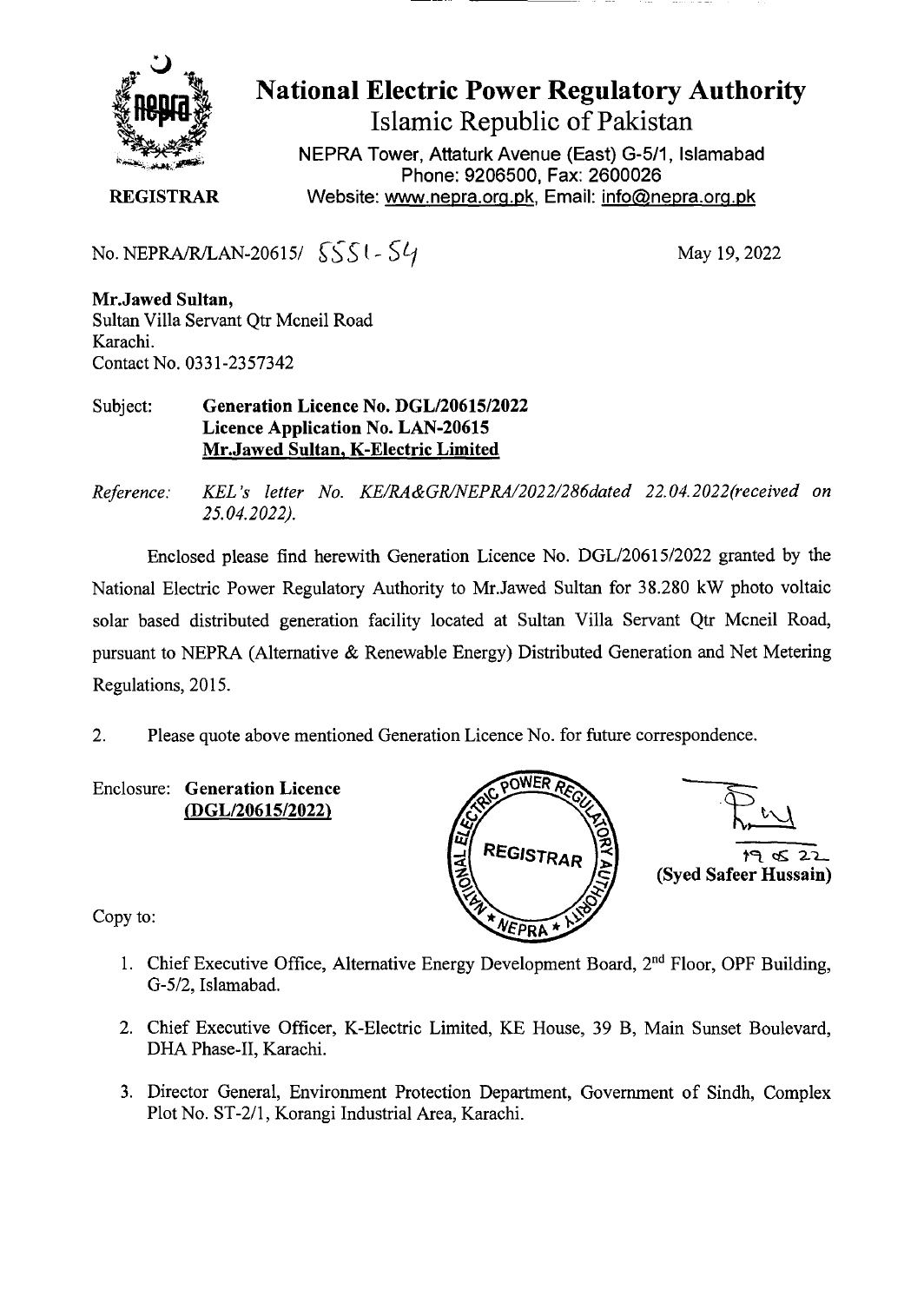# National Electric Power Regulatory Authority

## Islamic Republic of Pakistan

NEPRA Tower, Attaturk Avenue (East) G-5/1, Islamabad
Phone: 9206500, Fax: 2600026
Website: www.nepra.org.pk, Email: info@nepra.org.pk

**REGISTRAR**

No. NEPRA/R/LAN-20615/ 5551-54

May 19, 2022

**Mr.Jawed Sultan,**
Sultan Villa Servant Qtr Mcneil Road
Karachi.
Contact No. 0331-2357342

Subject: **Generation Licence No. DGL/20615/2022**
**Licence Application No. LAN-20615**
**Mr.Jawed Sultan, K-Electric Limited**

*Reference: KEL's letter No. KE/RA&GR/NEPRA/2022/286dated 22.04.2022(received on 25.04.2022).*

Enclosed please find herewith Generation Licence No. DGL/20615/2022 granted by the National Electric Power Regulatory Authority to Mr.Jawed Sultan for 38.280 kW photo voltaic solar based distributed generation facility located at Sultan Villa Servant Qtr Mcneil Road, pursuant to NEPRA (Alternative & Renewable Energy) Distributed Generation and Net Metering Regulations, 2015.

2. Please quote above mentioned Generation Licence No. for future correspondence.

Enclosure: **Generation Licence (DGL/20615/2022)**

19.05.22
**(Syed Safeer Hussain)**

Copy to:

1. Chief Executive Office, Alternative Energy Development Board, 2nd Floor, OPF Building, G-5/2, Islamabad.
2. Chief Executive Officer, K-Electric Limited, KE House, 39 B, Main Sunset Boulevard, DHA Phase-II, Karachi.
3. Director General, Environment Protection Department, Government of Sindh, Complex Plot No. ST-2/1, Korangi Industrial Area, Karachi.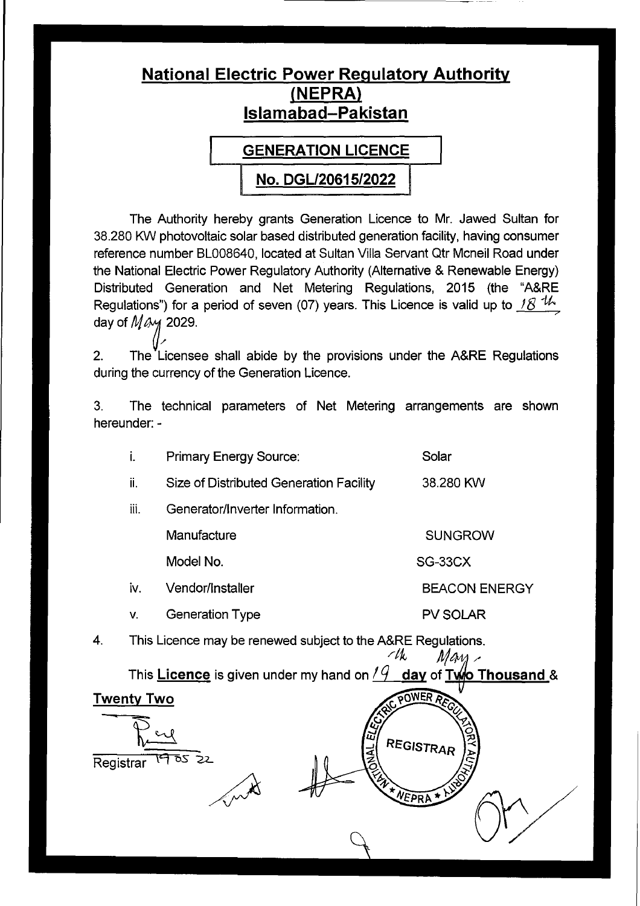# National Electric Power Regulatory Authority (NEPRA) Islamabad–Pakistan

## GENERATION LICENCE

## No. DGL/20615/2022

The Authority hereby grants Generation Licence to Mr. Jawed Sultan for 38.280 KW photovoltaic solar based distributed generation facility, having consumer reference number BL008640, located at Sultan Villa Servant Qtr Mcneil Road under the National Electric Power Regulatory Authority (Alternative & Renewable Energy) Distributed Generation and Net Metering Regulations, 2015 (the "A&RE Regulations") for a period of seven (07) years. This Licence is valid up to 18th day of May 2029.

2. The Licensee shall abide by the provisions under the A&RE Regulations during the currency of the Generation Licence.

3. The technical parameters of Net Metering arrangements are shown hereunder: -

| | | |
|---|---|---|
| i. | Primary Energy Source: | Solar |
| ii. | Size of Distributed Generation Facility | 38.280 KW |
| iii. | Generator/Inverter Information. | |
| | Manufacture | SUNGROW |
| | Model No. | SG-33CX |
| iv. | Vendor/Installer | BEACON ENERGY |
| v. | Generation Type | PV SOLAR |

4. This Licence may be renewed subject to the A&RE Regulations.

This **Licence** is given under my hand on 19th **day** of May **Two Thousand** & **Twenty Two**

Registrar 19 05 22

REGISTRAR
NATIONAL ELECTRIC POWER REGULATORY AUTHORITY
NEPRA